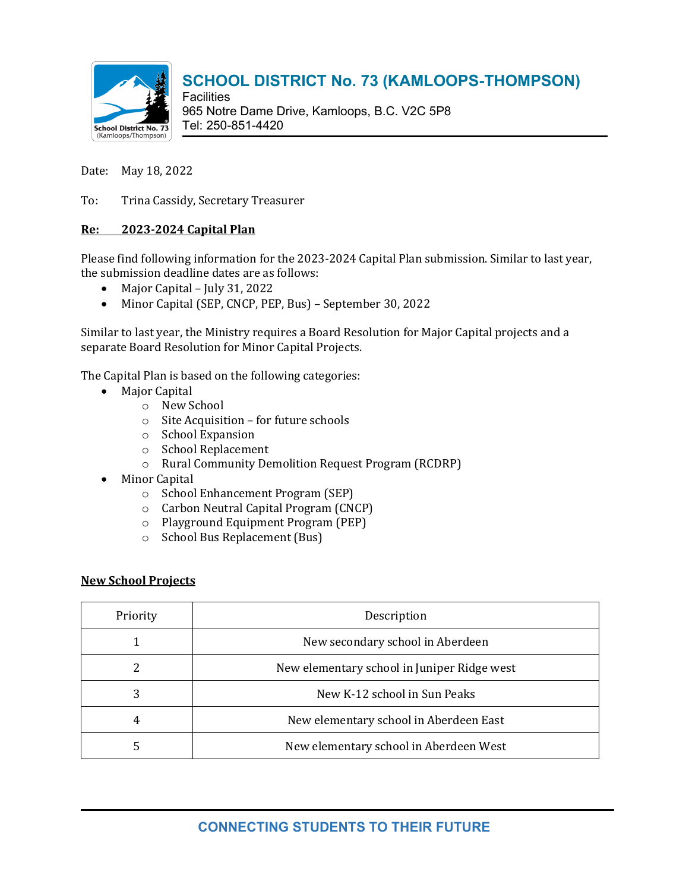# SCHOOL DISTRICT No. 73 (KAMLOOPS-THOMPSON)

Facilities
965 Notre Dame Drive, Kamloops, B.C. V2C 5P8
Tel: 250-851-4420

Date: May 18, 2022

To: Trina Cassidy, Secretary Treasurer

**Re: 2023-2024 Capital Plan**

Please find following information for the 2023-2024 Capital Plan submission. Similar to last year, the submission deadline dates are as follows:

- Major Capital – July 31, 2022
- Minor Capital (SEP, CNCP, PEP, Bus) – September 30, 2022

Similar to last year, the Ministry requires a Board Resolution for Major Capital projects and a separate Board Resolution for Minor Capital Projects.

The Capital Plan is based on the following categories:

- Major Capital
    - New School
    - Site Acquisition – for future schools
    - School Expansion
    - School Replacement
    - Rural Community Demolition Request Program (RCDRP)
- Minor Capital
    - School Enhancement Program (SEP)
    - Carbon Neutral Capital Program (CNCP)
    - Playground Equipment Program (PEP)
    - School Bus Replacement (Bus)

**New School Projects**

| Priority | Description |
|---|---|
| 1 | New secondary school in Aberdeen |
| 2 | New elementary school in Juniper Ridge west |
| 3 | New K-12 school in Sun Peaks |
| 4 | New elementary school in Aberdeen East |
| 5 | New elementary school in Aberdeen West |

CONNECTING STUDENTS TO THEIR FUTURE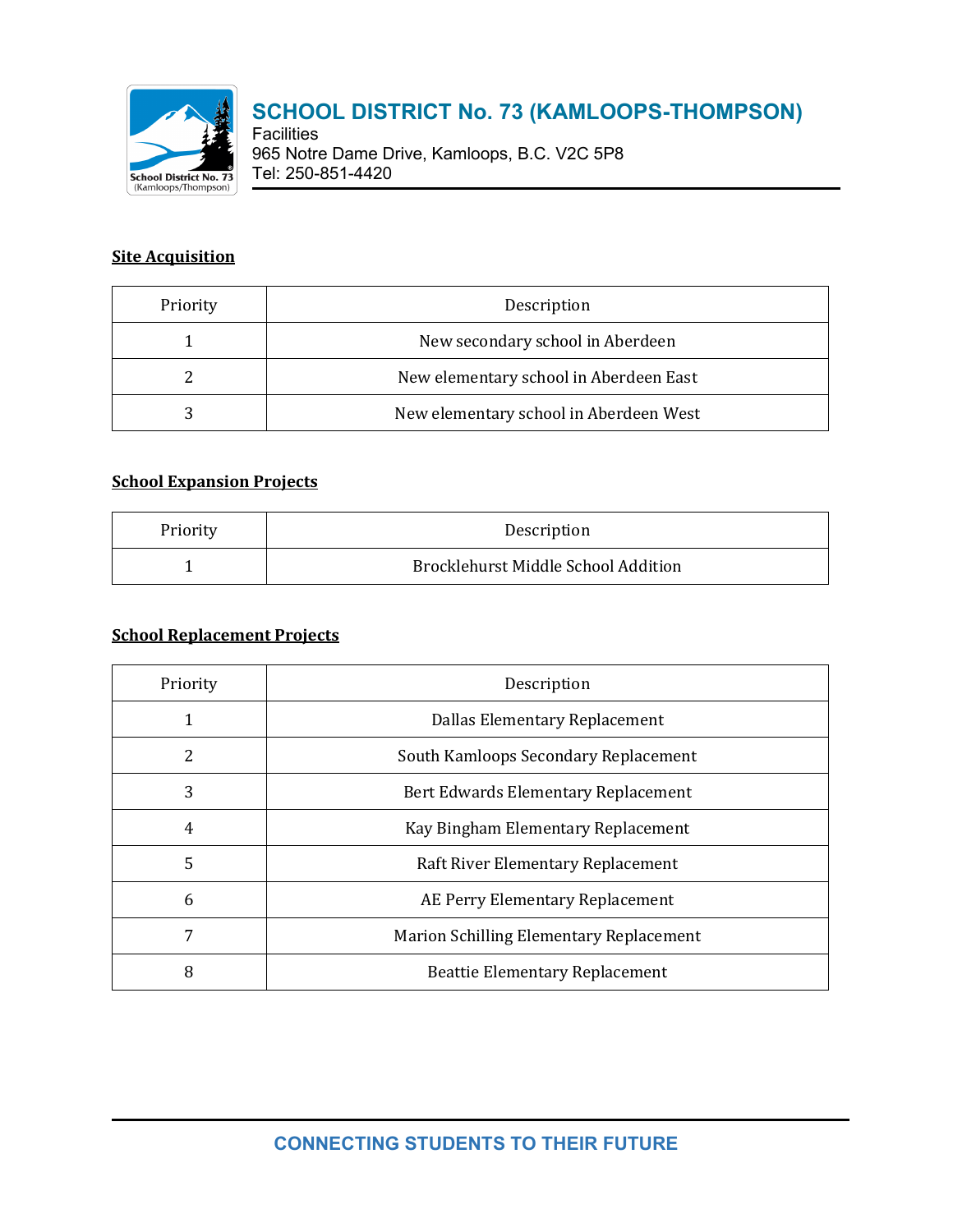## Site Acquisition

| Priority | Description |
| --- | --- |
| 1 | New secondary school in Aberdeen |
| 2 | New elementary school in Aberdeen East |
| 3 | New elementary school in Aberdeen West |

## School Expansion Projects

| Priority | Description |
| --- | --- |
| 1 | Brocklehurst Middle School Addition |

## School Replacement Projects

| Priority | Description |
| --- | --- |
| 1 | Dallas Elementary Replacement |
| 2 | South Kamloops Secondary Replacement |
| 3 | Bert Edwards Elementary Replacement |
| 4 | Kay Bingham Elementary Replacement |
| 5 | Raft River Elementary Replacement |
| 6 | AE Perry Elementary Replacement |
| 7 | Marion Schilling Elementary Replacement |
| 8 | Beattie Elementary Replacement |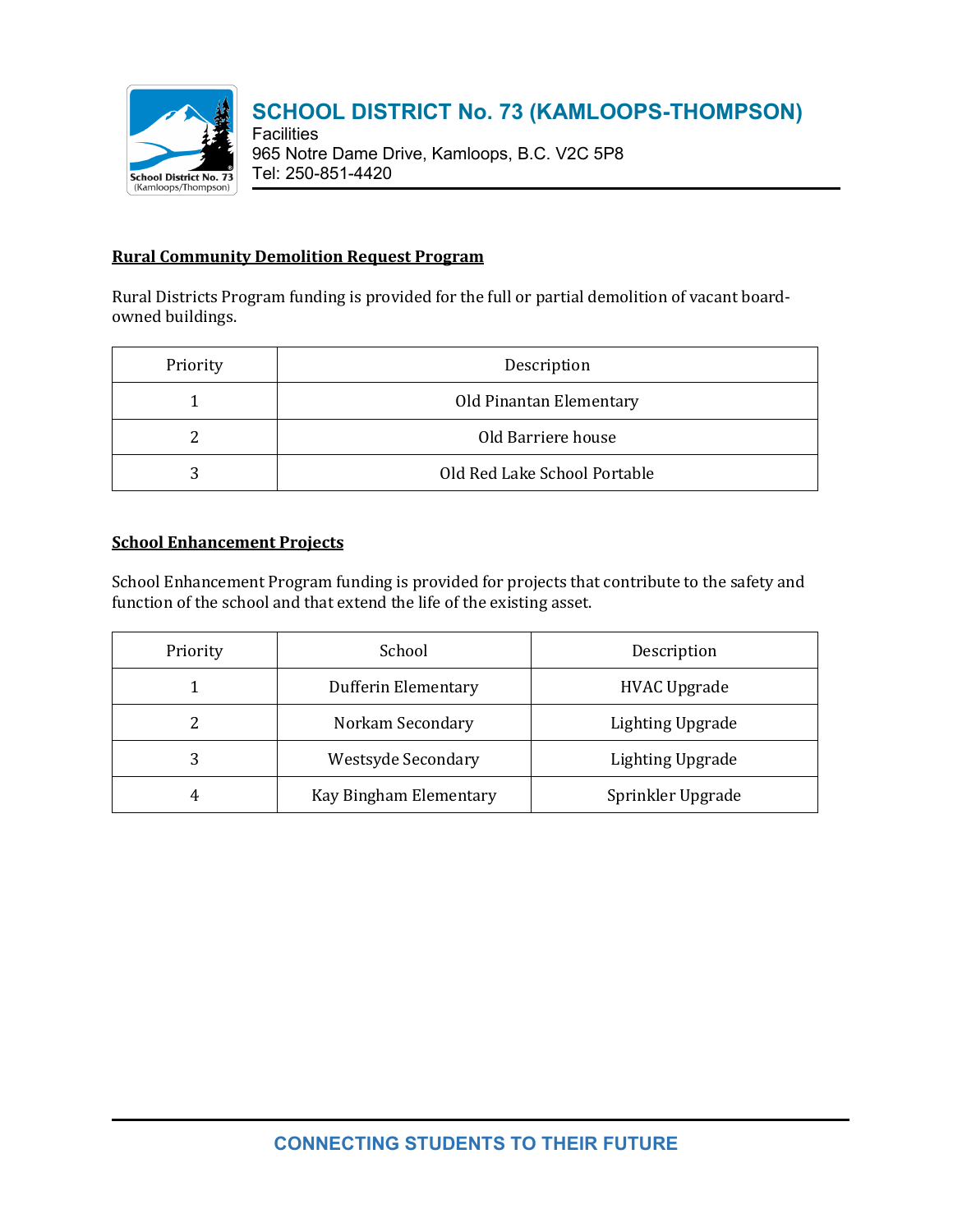**SCHOOL DISTRICT No. 73 (KAMLOOPS-THOMPSON)**
Facilities
965 Notre Dame Drive, Kamloops, B.C. V2C 5P8
Tel: 250-851-4420

## Rural Community Demolition Request Program

Rural Districts Program funding is provided for the full or partial demolition of vacant board-owned buildings.

| Priority | Description |
|---|---|
| 1 | Old Pinantan Elementary |
| 2 | Old Barriere house |
| 3 | Old Red Lake School Portable |

## School Enhancement Projects

School Enhancement Program funding is provided for projects that contribute to the safety and function of the school and that extend the life of the existing asset.

| Priority | School | Description |
|---|---|---|
| 1 | Dufferin Elementary | HVAC Upgrade |
| 2 | Norkam Secondary | Lighting Upgrade |
| 3 | Westsyde Secondary | Lighting Upgrade |
| 4 | Kay Bingham Elementary | Sprinkler Upgrade |

CONNECTING STUDENTS TO THEIR FUTURE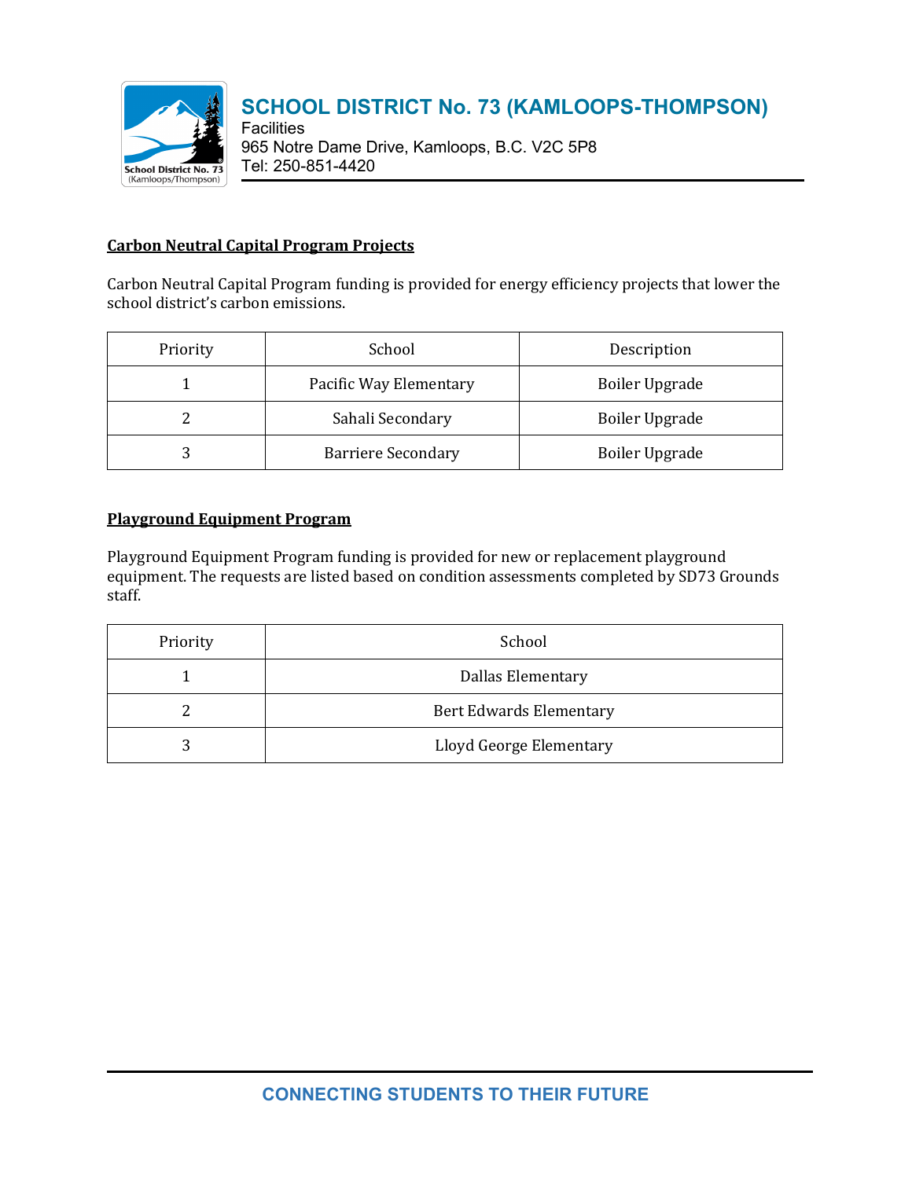## Carbon Neutral Capital Program Projects

Carbon Neutral Capital Program funding is provided for energy efficiency projects that lower the school district's carbon emissions.

| Priority | School | Description |
|---|---|---|
| 1 | Pacific Way Elementary | Boiler Upgrade |
| 2 | Sahali Secondary | Boiler Upgrade |
| 3 | Barriere Secondary | Boiler Upgrade |

## Playground Equipment Program

Playground Equipment Program funding is provided for new or replacement playground equipment. The requests are listed based on condition assessments completed by SD73 Grounds staff.

| Priority | School |
|---|---|
| 1 | Dallas Elementary |
| 2 | Bert Edwards Elementary |
| 3 | Lloyd George Elementary |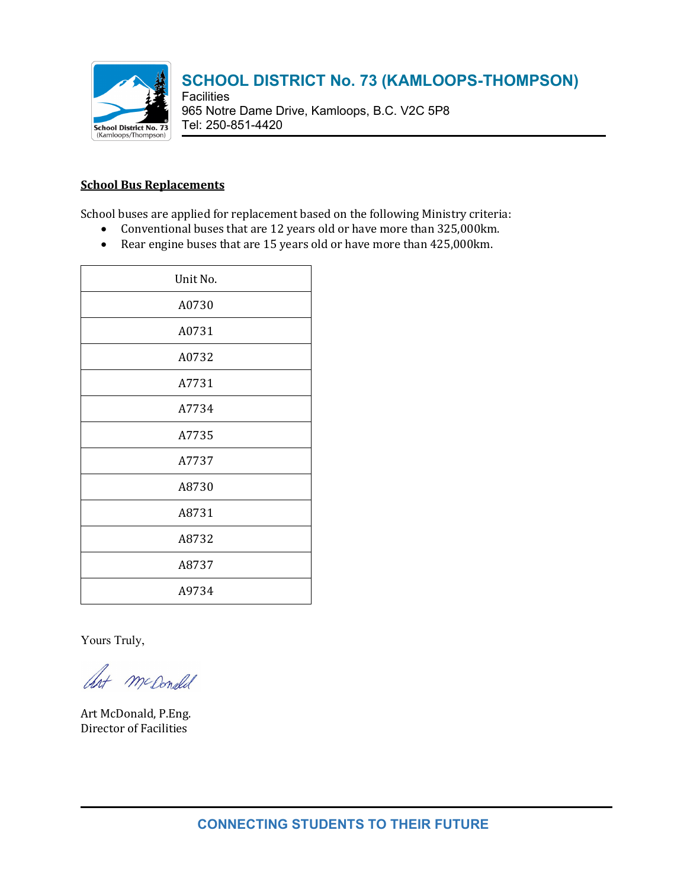**SCHOOL DISTRICT No. 73 (KAMLOOPS-THOMPSON)**
Facilities
965 Notre Dame Drive, Kamloops, B.C. V2C 5P8
Tel: 250-851-4420

**School Bus Replacements**

School buses are applied for replacement based on the following Ministry criteria:

- Conventional buses that are 12 years old or have more than 325,000km.
- Rear engine buses that are 15 years old or have more than 425,000km.

| Unit No. |
|---|
| A0730 |
| A0731 |
| A0732 |
| A7731 |
| A7734 |
| A7735 |
| A7737 |
| A8730 |
| A8731 |
| A8732 |
| A8737 |
| A9734 |

Yours Truly,

Art McDonald

Art McDonald, P.Eng.
Director of Facilities

CONNECTING STUDENTS TO THEIR FUTURE